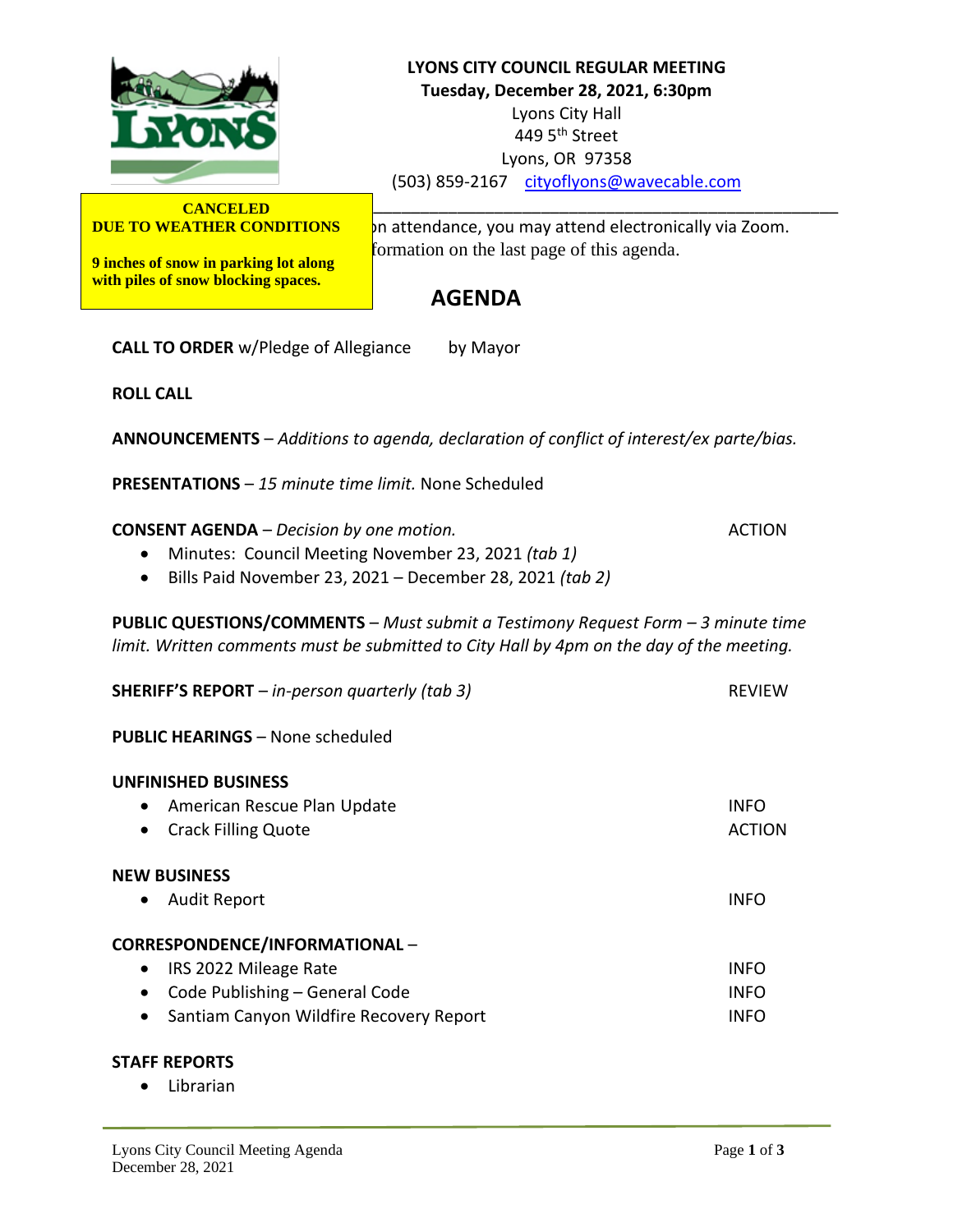**LYONS CITY COUNCIL REGULAR MEETING**
**Tuesday, December 28, 2021, 6:30pm**
Lyons City Hall
449 5th Street
Lyons, OR 97358
(503) 859-2167 cityoflyons@wavecable.com

**CANCELED**
**DUE TO WEATHER CONDITIONS**

**9 inches of snow in parking lot along with piles of snow blocking spaces.**

n attendance, you may attend electronically via Zoom.
formation on the last page of this agenda.

# AGENDA

**CALL TO ORDER** w/Pledge of Allegiance by Mayor

**ROLL CALL**

**ANNOUNCEMENTS** – *Additions to agenda, declaration of conflict of interest/ex parte/bias.*

**PRESENTATIONS** – *15 minute time limit.* None Scheduled

**CONSENT AGENDA** – *Decision by one motion.* ACTION

- Minutes: Council Meeting November 23, 2021 *(tab 1)*
- Bills Paid November 23, 2021 – December 28, 2021 *(tab 2)*

**PUBLIC QUESTIONS/COMMENTS** – *Must submit a Testimony Request Form – 3 minute time limit. Written comments must be submitted to City Hall by 4pm on the day of the meeting.*

**SHERIFF'S REPORT** – *in-person quarterly (tab 3)* REVIEW

**PUBLIC HEARINGS** – None scheduled

**UNFINISHED BUSINESS**

- American Rescue Plan Update INFO
- Crack Filling Quote ACTION

**NEW BUSINESS**

- Audit Report INFO

**CORRESPONDENCE/INFORMATIONAL** –

- IRS 2022 Mileage Rate INFO
- Code Publishing – General Code INFO
- Santiam Canyon Wildfire Recovery Report INFO

**STAFF REPORTS**

- Librarian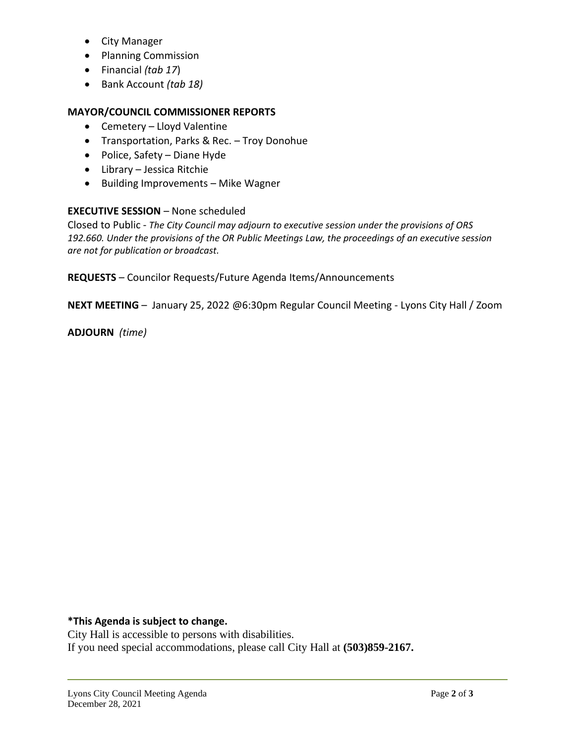- City Manager
- Planning Commission
- Financial *(tab 17)*
- Bank Account *(tab 18)*

**MAYOR/COUNCIL COMMISSIONER REPORTS**

- Cemetery – Lloyd Valentine
- Transportation, Parks & Rec. – Troy Donohue
- Police, Safety – Diane Hyde
- Library – Jessica Ritchie
- Building Improvements – Mike Wagner

**EXECUTIVE SESSION** – None scheduled

Closed to Public - *The City Council may adjourn to executive session under the provisions of ORS 192.660. Under the provisions of the OR Public Meetings Law, the proceedings of an executive session are not for publication or broadcast.*

**REQUESTS** – Councilor Requests/Future Agenda Items/Announcements

**NEXT MEETING** – January 25, 2022 @6:30pm Regular Council Meeting - Lyons City Hall / Zoom

**ADJOURN** *(time)*

**\*This Agenda is subject to change.**

City Hall is accessible to persons with disabilities.

If you need special accommodations, please call City Hall at **(503)859-2167.**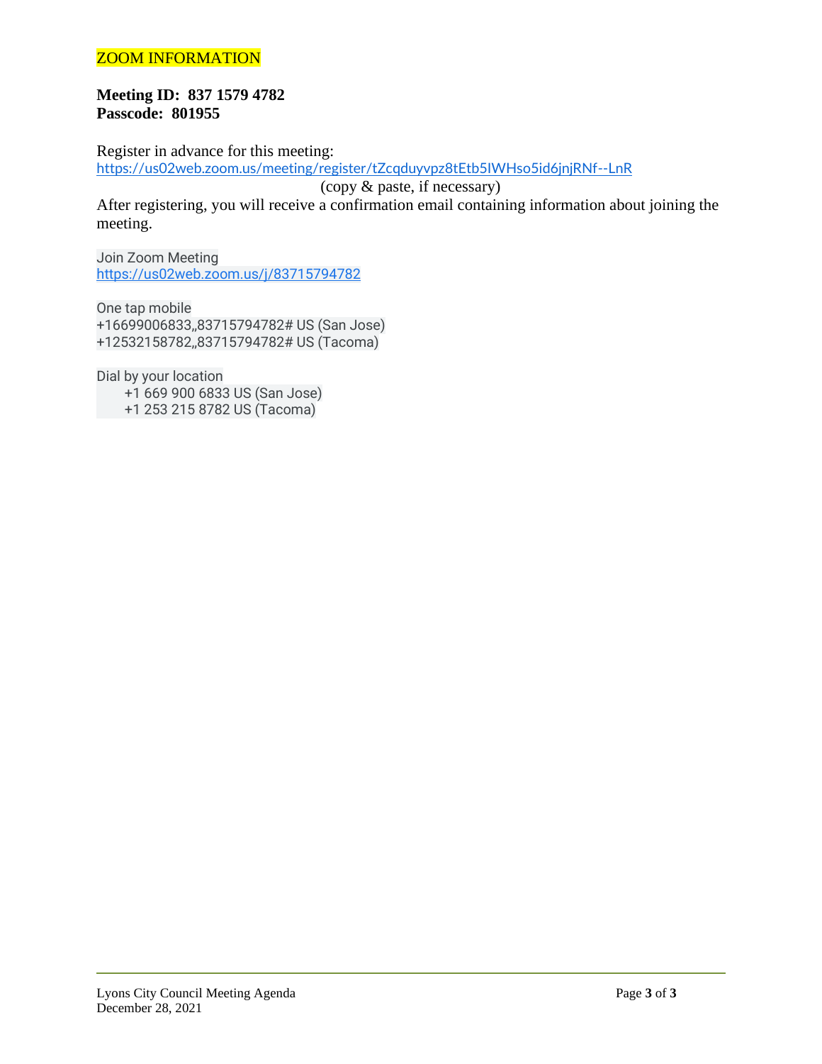ZOOM INFORMATION

**Meeting ID: 837 1579 4782**
**Passcode: 801955**

Register in advance for this meeting:
https://us02web.zoom.us/meeting/register/tZcqduyvpz8tEtb5IWHso5id6jnjRNf--LnR
(copy & paste, if necessary)
After registering, you will receive a confirmation email containing information about joining the meeting.

Join Zoom Meeting
https://us02web.zoom.us/j/83715794782

One tap mobile
+16699006833,,83715794782# US (San Jose)
+12532158782,,83715794782# US (Tacoma)

Dial by your location
+1 669 900 6833 US (San Jose)
+1 253 215 8782 US (Tacoma)